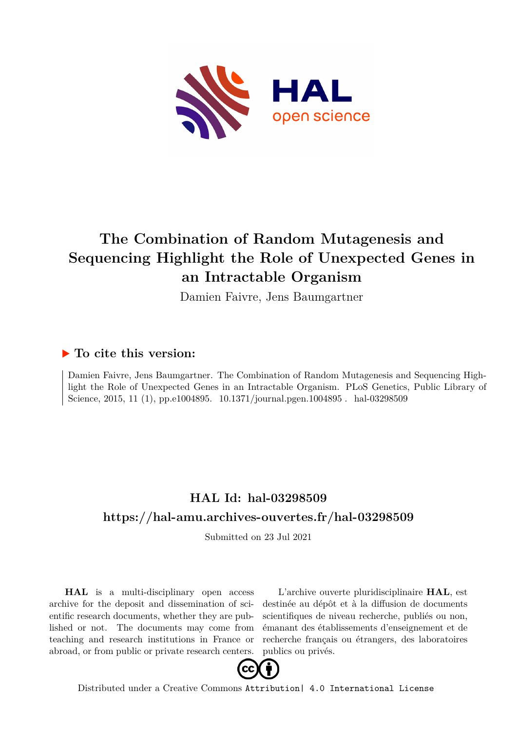# The Combination of Random Mutagenesis and Sequencing Highlight the Role of Unexpected Genes in an Intractable Organism

Damien Faivre, Jens Baumgartner

## ▶ To cite this version:

Damien Faivre, Jens Baumgartner. The Combination of Random Mutagenesis and Sequencing Highlight the Role of Unexpected Genes in an Intractable Organism. PLoS Genetics, Public Library of Science, 2015, 11 (1), pp.e1004895. 10.1371/journal.pgen.1004895 . hal-03298509

## HAL Id: hal-03298509

## https://hal-amu.archives-ouvertes.fr/hal-03298509

Submitted on 23 Jul 2021

**HAL** is a multi-disciplinary open access archive for the deposit and dissemination of scientific research documents, whether they are published or not. The documents may come from teaching and research institutions in France or abroad, or from public or private research centers.

L'archive ouverte pluridisciplinaire **HAL**, est destinée au dépôt et à la diffusion de documents scientifiques de niveau recherche, publiés ou non, émanant des établissements d'enseignement et de recherche français ou étrangers, des laboratoires publics ou privés.

Distributed under a Creative Commons Attribution| 4.0 International License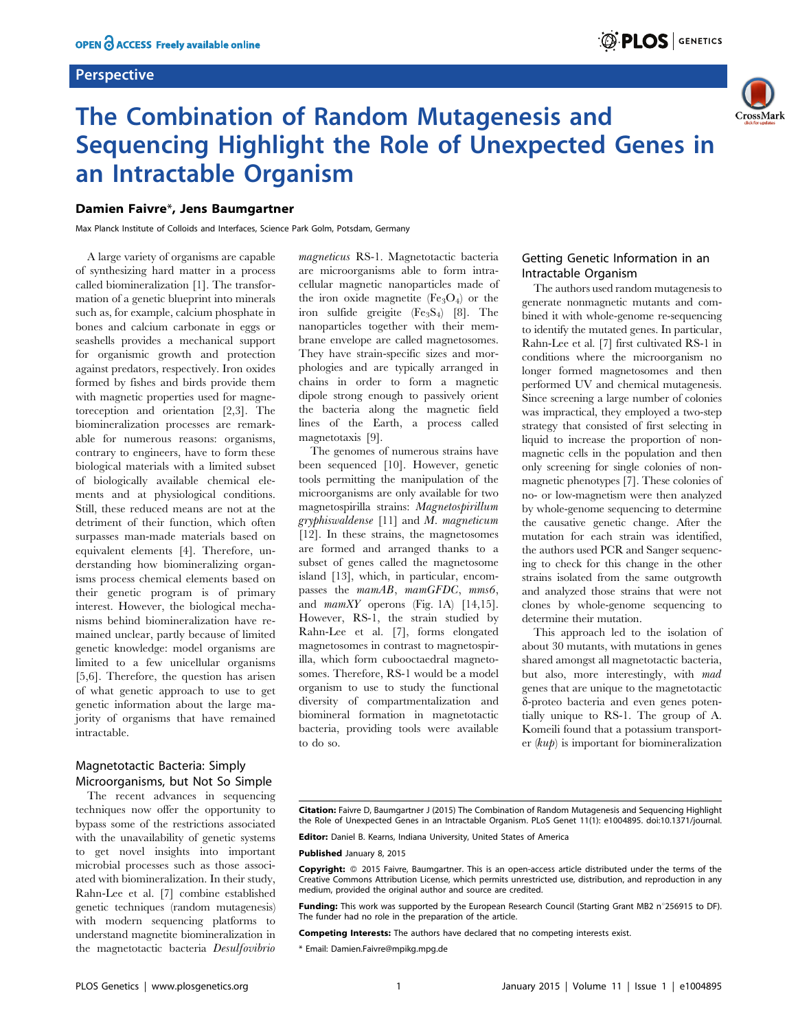## Perspective

# The Combination of Random Mutagenesis and Sequencing Highlight the Role of Unexpected Genes in an Intractable Organism

**Damien Faivre*, Jens Baumgartner**

Max Planck Institute of Colloids and Interfaces, Science Park Golm, Potsdam, Germany

A large variety of organisms are capable of synthesizing hard matter in a process called biomineralization [1]. The transformation of a genetic blueprint into minerals such as, for example, calcium phosphate in bones and calcium carbonate in eggs or seashells provides a mechanical support for organismic growth and protection against predators, respectively. Iron oxides formed by fishes and birds provide them with magnetic properties used for magnetoreception and orientation [2,3]. The biomineralization processes are remarkable for numerous reasons: organisms, contrary to engineers, have to form these biological materials with a limited subset of biologically available chemical elements and at physiological conditions. Still, these reduced means are not at the detriment of their function, which often surpasses man-made materials based on equivalent elements [4]. Therefore, understanding how biomineralizing organisms process chemical elements based on their genetic program is of primary interest. However, the biological mechanisms behind biomineralization have remained unclear, partly because of limited genetic knowledge: model organisms are limited to a few unicellular organisms [5,6]. Therefore, the question has arisen of what genetic approach to use to get genetic information about the large majority of organisms that have remained intractable.

## Magnetotactic Bacteria: Simply Microorganisms, but Not So Simple

The recent advances in sequencing techniques now offer the opportunity to bypass some of the restrictions associated with the unavailability of genetic systems to get novel insights into important microbial processes such as those associated with biomineralization. In their study, Rahn-Lee et al. [7] combine established genetic techniques (random mutagenesis) with modern sequencing platforms to understand magnetite biomineralization in the magnetotactic bacteria *Desulfovibrio magneticus* RS-1. Magnetotactic bacteria are microorganisms able to form intracellular magnetic nanoparticles made of the iron oxide magnetite ($Fe_3O_4$) or the iron sulfide greigite ($Fe_3S_4$) [8]. The nanoparticles together with their membrane envelope are called magnetosomes. They have strain-specific sizes and morphologies and are typically arranged in chains in order to form a magnetic dipole strong enough to passively orient the bacteria along the magnetic field lines of the Earth, a process called magnetotaxis [9].

The genomes of numerous strains have been sequenced [10]. However, genetic tools permitting the manipulation of the microorganisms are only available for two magnetospirilla strains: *Magnetospirillum gryphiswaldense* [11] and *M. magneticum* [12]. In these strains, the magnetosomes are formed and arranged thanks to a subset of genes called the magnetosome island [13], which, in particular, encompasses the *mamAB*, *mamGFDC*, *mms6*, and *mamXY* operons (Fig. 1A) [14,15]. However, RS-1, the strain studied by Rahn-Lee et al. [7], forms elongated magnetosomes in contrast to magnetospirilla, which form cubooctaedral magnetosomes. Therefore, RS-1 would be a model organism to use to study the functional diversity of compartmentalization and biomineral formation in magnetotactic bacteria, providing tools were available to do so.

## Getting Genetic Information in an Intractable Organism

The authors used random mutagenesis to generate nonmagnetic mutants and combined it with whole-genome re-sequencing to identify the mutated genes. In particular, Rahn-Lee et al. [7] first cultivated RS-1 in conditions where the microorganism no longer formed magnetosomes and then performed UV and chemical mutagenesis. Since screening a large number of colonies was impractical, they employed a two-step strategy that consisted of first selecting in liquid to increase the proportion of nonmagnetic cells in the population and then only screening for single colonies of nonmagnetic phenotypes [7]. These colonies of no- or low-magnetism were then analyzed by whole-genome sequencing to determine the causative genetic change. After the mutation for each strain was identified, the authors used PCR and Sanger sequencing to check for this change in the other strains isolated from the same outgrowth and analyzed those strains that were not clones by whole-genome sequencing to determine their mutation.

This approach led to the isolation of about 30 mutants, with mutations in genes shared amongst all magnetotactic bacteria, but also, more interestingly, with *mad* genes that are unique to the magnetotactic δ-proteo bacteria and even genes potentially unique to RS-1. The group of A. Komeili found that a potassium transporter (*kup*) is important for biomineralization

**Citation:** Faivre D, Baumgartner J (2015) The Combination of Random Mutagenesis and Sequencing Highlight the Role of Unexpected Genes in an Intractable Organism. PLoS Genet 11(1): e1004895. doi:10.1371/journal.

**Editor:** Daniel B. Kearns, Indiana University, United States of America

**Published** January 8, 2015

**Copyright:** © 2015 Faivre, Baumgartner. This is an open-access article distributed under the terms of the Creative Commons Attribution License, which permits unrestricted use, distribution, and reproduction in any medium, provided the original author and source are credited.

**Funding:** This work was supported by the European Research Council (Starting Grant MB2 n°256915 to DF). The funder had no role in the preparation of the article.

**Competing Interests:** The authors have declared that no competing interests exist.

* Email: Damien.Faivre@mpikg.mpg.de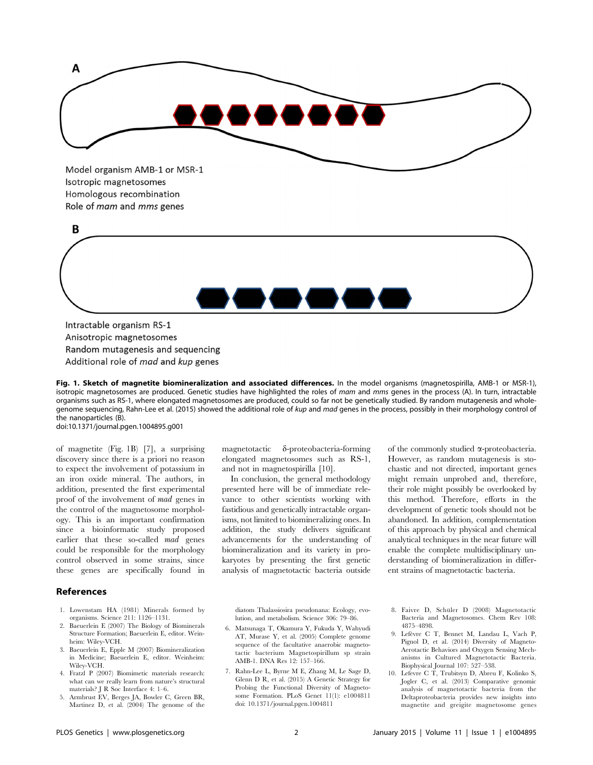A

Model organism AMB-1 or MSR-1
Isotropic magnetosomes
Homologous recombination
Role of *mam* and *mms* genes

B

Intractable organism RS-1
Anisotropic magnetosomes
Random mutagenesis and sequencing
Additional role of *mad* and *kup* genes

**Fig. 1. Sketch of magnetite biomineralization and associated differences.** In the model organisms (magnetospirilla, AMB-1 or MSR-1), isotropic magnetosomes are produced. Genetic studies have highlighted the roles of *mam* and *mms* genes in the process (A). In turn, intractable organisms such as RS-1, where elongated magnetosomes are produced, could so far not be genetically studied. By random mutagenesis and whole-genome sequencing, Rahn-Lee et al. (2015) showed the additional role of *kup* and *mad* genes in the process, possibly in their morphology control of the nanoparticles (B).
doi:10.1371/journal.pgen.1004895.g001

of magnetite (Fig. 1B) [7], a surprising discovery since there is a priori no reason to expect the involvement of potassium in an iron oxide mineral. The authors, in addition, presented the first experimental proof of the involvement of *mad* genes in the control of the magnetosome morphology. This is an important confirmation since a bioinformatic study proposed earlier that these so-called *mad* genes could be responsible for the morphology control observed in some strains, since these genes are specifically found in magnetotactic δ-proteobacteria-forming elongated magnetosomes such as RS-1, and not in magnetospirilla [10].

In conclusion, the general methodology presented here will be of immediate relevance to other scientists working with fastidious and genetically intractable organisms, not limited to biomineralizing ones. In addition, the study delivers significant advancements for the understanding of biomineralization and its variety in prokaryotes by presenting the first genetic analysis of magnetotactic bacteria outside of the commonly studied α-proteobacteria. However, as random mutagenesis is stochastic and not directed, important genes might remain unprobed and, therefore, their role might possibly be overlooked by this method. Therefore, efforts in the development of genetic tools should not be abandoned. In addition, complementation of this approach by physical and chemical analytical techniques in the near future will enable the complete multidisciplinary understanding of biomineralization in different strains of magnetotactic bacteria.

## References

1. Lowenstam HA (1981) Minerals formed by organisms. Science 211: 1126–1131.
2. Baeuerlein E (2007) The Biology of Biominerals Structure Formation; Baeuerlein E, editor. Weinheim: Wiley-VCH.
3. Baeuerlein E, Epple M (2007) Biomineralization in Medicine; Baeuerlein E, editor. Weinheim: Wiley-VCH.
4. Fratzl P (2007) Biomimetic materials research: what can we really learn from nature's structural materials? J R Soc Interface 4: 1–6.
5. Armbrust EV, Berges JA, Bowler C, Green BR, Martinez D, et al. (2004) The genome of the diatom Thalassiosira pseudonana: Ecology, evolution, and metabolism. Science 306: 79–86.
6. Matsunaga T, Okamura Y, Fukuda Y, Wahyudi AT, Murase Y, et al. (2005) Complete genome sequence of the facultative anaerobic magnetotactic bacterium Magnetospirillum sp strain AMB-1. DNA Res 12: 157–166.
7. Rahn-Lee L, Byrne M E, Zhang M, Le Sage D, Glenn D R, et al. (2015) A Genetic Strategy for Probing the Functional Diversity of Magnetosome Formation. PLoS Genet 11(1): e1004811 doi: 10.1371/journal.pgen.1004811
8. Faivre D, Schüler D (2008) Magnetotactic Bacteria and Magnetosomes. Chem Rev 108: 4875–4898.
9. Lefèvre C T, Bennet M, Landau L, Vach P, Pignol D, et al. (2014) Diversity of Magneto-Aerotactic Behaviors and Oxygen Sensing Mechanisms in Cultured Magnetotactic Bacteria. Biophysical Journal 107: 527–538.
10. Lefevre C T, Trubitsyn D, Abreu F, Kolinko S, Jogler C, et al. (2013) Comparative genomic analysis of magnetotactic bacteria from the Deltaproteobacteria provides new insights into magnetite and greigite magnetosome genes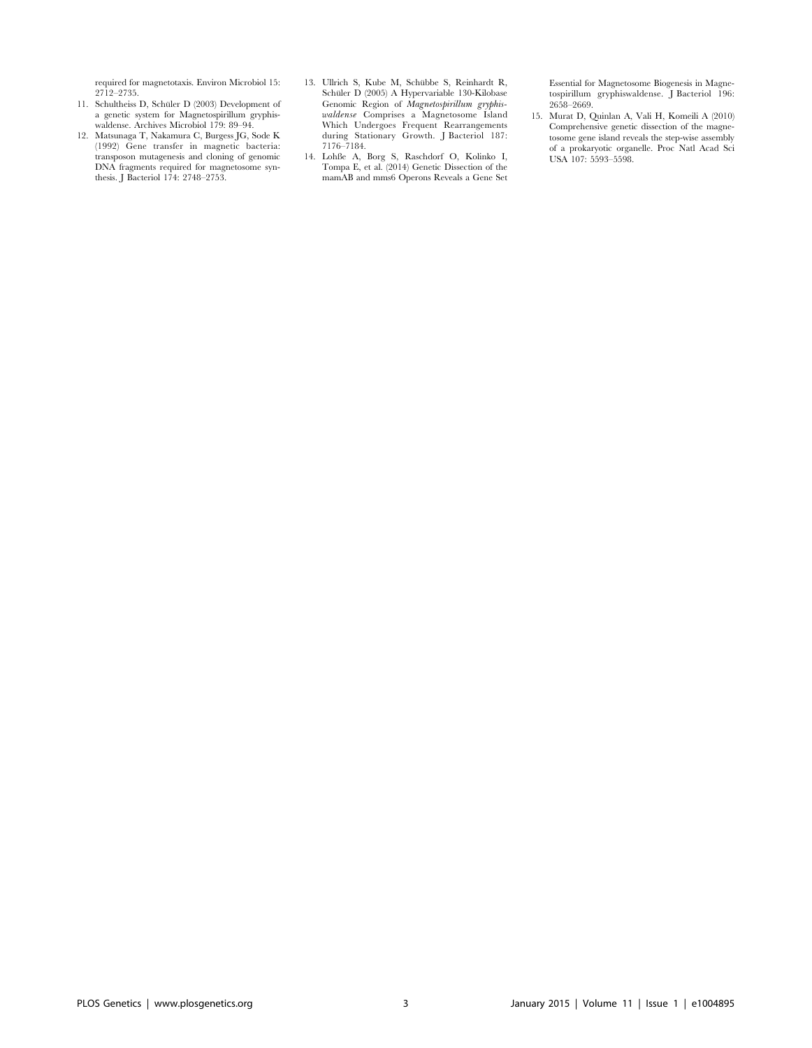required for magnetotaxis. Environ Microbiol 15: 2712–2735.

11. Schultheiss D, Schüler D (2003) Development of a genetic system for Magnetospirillum gryphiswaldense. Archives Microbiol 179: 89–94.
12. Matsunaga T, Nakamura C, Burgess JG, Sode K (1992) Gene transfer in magnetic bacteria: transposon mutagenesis and cloning of genomic DNA fragments required for magnetosome synthesis. J Bacteriol 174: 2748–2753.
13. Ullrich S, Kube M, Schübbe S, Reinhardt R, Schüler D (2005) A Hypervariable 130-Kilobase Genomic Region of *Magnetospirillum gryphiswaldense* Comprises a Magnetosome Island Which Undergoes Frequent Rearrangements during Stationary Growth. J Bacteriol 187: 7176–7184.
14. Lohße A, Borg S, Raschdorf O, Kolinko I, Tompa E, et al. (2014) Genetic Dissection of the mamAB and mms6 Operons Reveals a Gene Set Essential for Magnetosome Biogenesis in Magnetospirillum gryphiswaldense. J Bacteriol 196: 2658–2669.
15. Murat D, Quinlan A, Vali H, Komeili A (2010) Comprehensive genetic dissection of the magnetosome gene island reveals the step-wise assembly of a prokaryotic organelle. Proc Natl Acad Sci USA 107: 5593–5598.